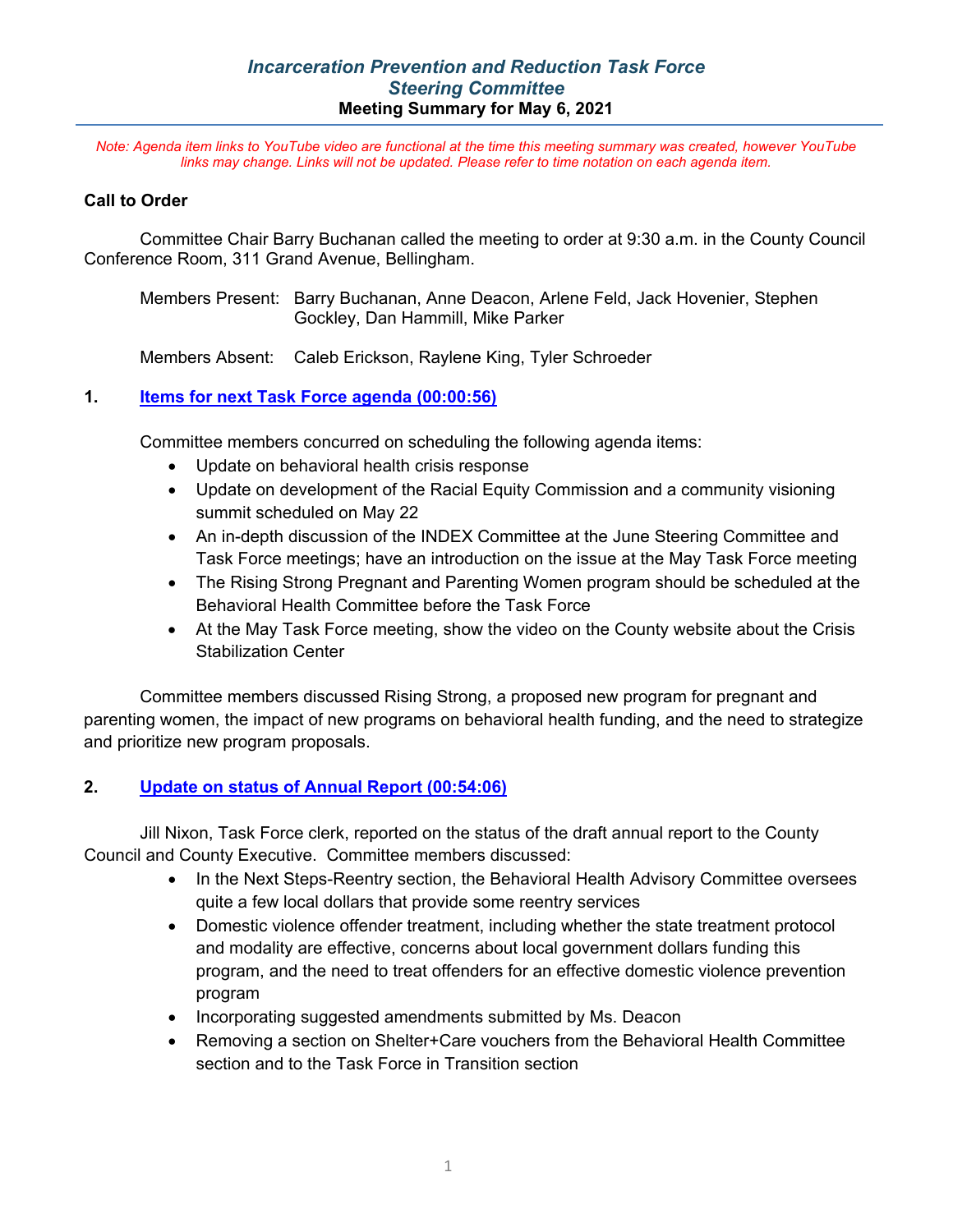# *Incarceration Prevention and Reduction Task Force*
## *Steering Committee*
### Meeting Summary for May 6, 2021

*Note: Agenda item links to YouTube video are functional at the time this meeting summary was created, however YouTube links may change. Links will not be updated. Please refer to time notation on each agenda item.*

**Call to Order**

Committee Chair Barry Buchanan called the meeting to order at 9:30 a.m. in the County Council Conference Room, 311 Grand Avenue, Bellingham.

Members Present: Barry Buchanan, Anne Deacon, Arlene Feld, Jack Hovenier, Stephen Gockley, Dan Hammill, Mike Parker

Members Absent: Caleb Erickson, Raylene King, Tyler Schroeder

**1. Items for next Task Force agenda (00:00:56)**

Committee members concurred on scheduling the following agenda items:

- Update on behavioral health crisis response
- Update on development of the Racial Equity Commission and a community visioning summit scheduled on May 22
- An in-depth discussion of the INDEX Committee at the June Steering Committee and Task Force meetings; have an introduction on the issue at the May Task Force meeting
- The Rising Strong Pregnant and Parenting Women program should be scheduled at the Behavioral Health Committee before the Task Force
- At the May Task Force meeting, show the video on the County website about the Crisis Stabilization Center

Committee members discussed Rising Strong, a proposed new program for pregnant and parenting women, the impact of new programs on behavioral health funding, and the need to strategize and prioritize new program proposals.

**2. Update on status of Annual Report (00:54:06)**

Jill Nixon, Task Force clerk, reported on the status of the draft annual report to the County Council and County Executive. Committee members discussed:

- In the Next Steps-Reentry section, the Behavioral Health Advisory Committee oversees quite a few local dollars that provide some reentry services
- Domestic violence offender treatment, including whether the state treatment protocol and modality are effective, concerns about local government dollars funding this program, and the need to treat offenders for an effective domestic violence prevention program
- Incorporating suggested amendments submitted by Ms. Deacon
- Removing a section on Shelter+Care vouchers from the Behavioral Health Committee section and to the Task Force in Transition section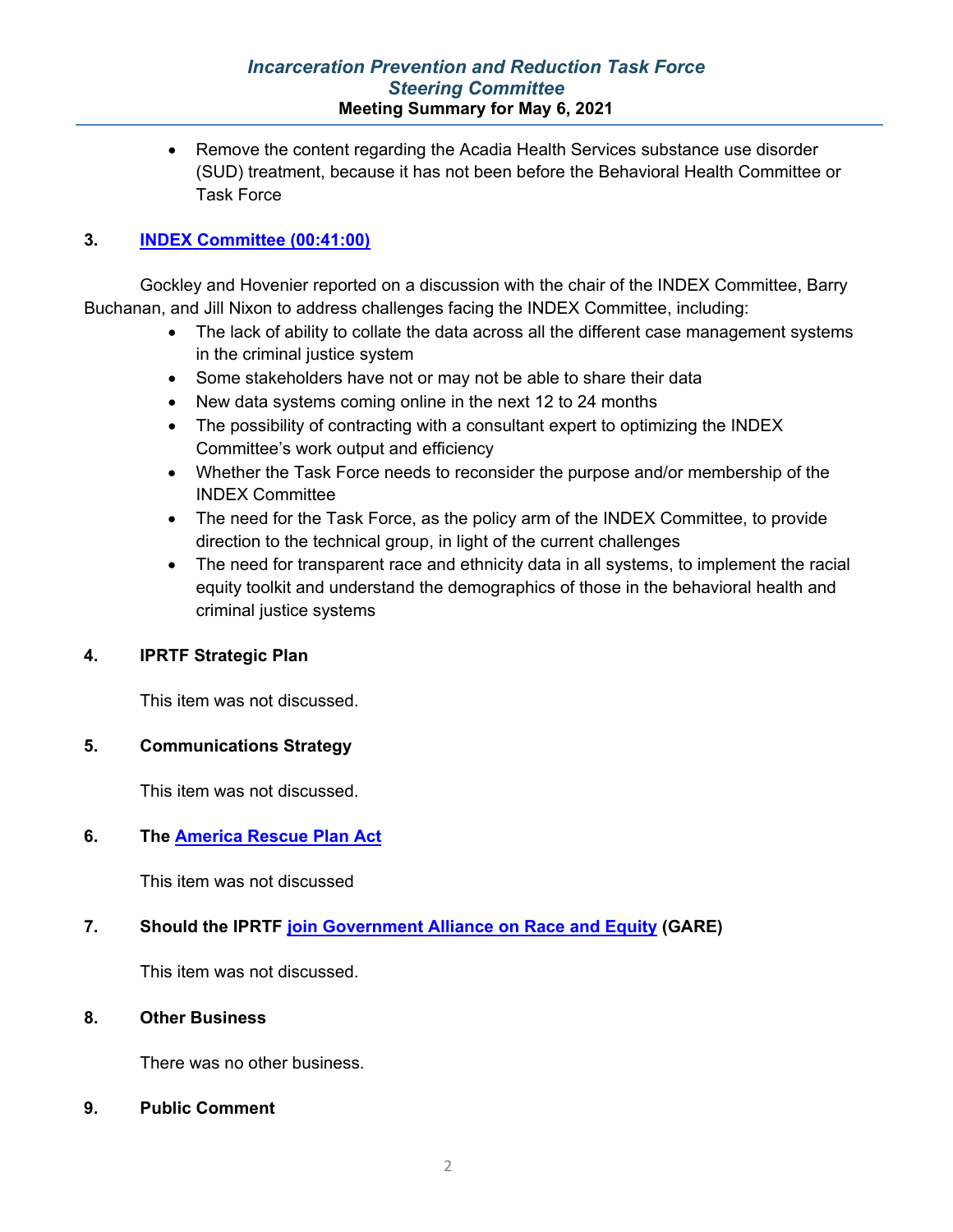- Remove the content regarding the Acadia Health Services substance use disorder (SUD) treatment, because it has not been before the Behavioral Health Committee or Task Force

## 3. INDEX Committee (00:41:00)

Gockley and Hovenier reported on a discussion with the chair of the INDEX Committee, Barry Buchanan, and Jill Nixon to address challenges facing the INDEX Committee, including:

- The lack of ability to collate the data across all the different case management systems in the criminal justice system
- Some stakeholders have not or may not be able to share their data
- New data systems coming online in the next 12 to 24 months
- The possibility of contracting with a consultant expert to optimizing the INDEX Committee's work output and efficiency
- Whether the Task Force needs to reconsider the purpose and/or membership of the INDEX Committee
- The need for the Task Force, as the policy arm of the INDEX Committee, to provide direction to the technical group, in light of the current challenges
- The need for transparent race and ethnicity data in all systems, to implement the racial equity toolkit and understand the demographics of those in the behavioral health and criminal justice systems

## 4. IPRTF Strategic Plan

This item was not discussed.

## 5. Communications Strategy

This item was not discussed.

## 6. The America Rescue Plan Act

This item was not discussed

## 7. Should the IPRTF join Government Alliance on Race and Equity (GARE)

This item was not discussed.

## 8. Other Business

There was no other business.

## 9. Public Comment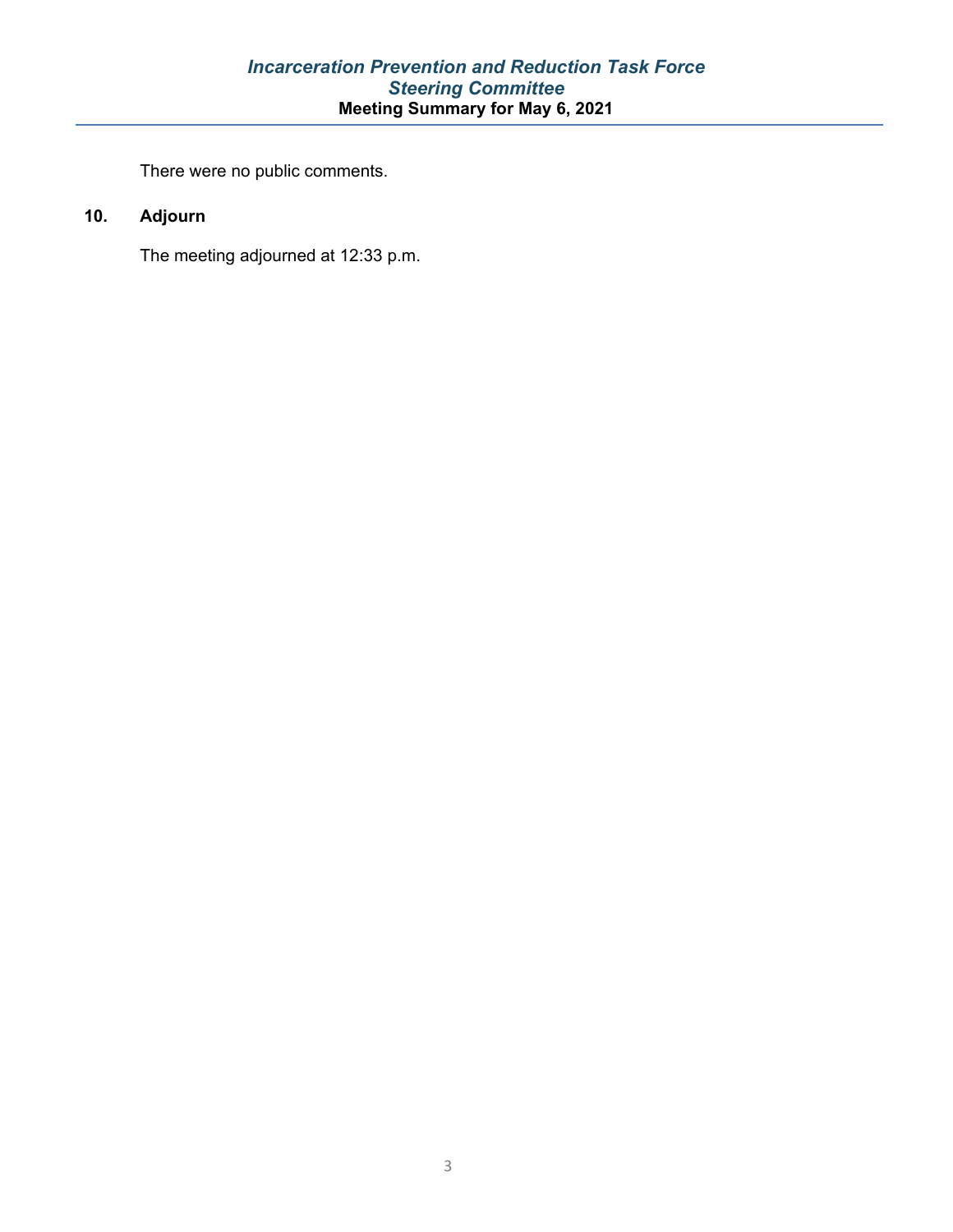There were no public comments.

## 10. Adjourn

The meeting adjourned at 12:33 p.m.